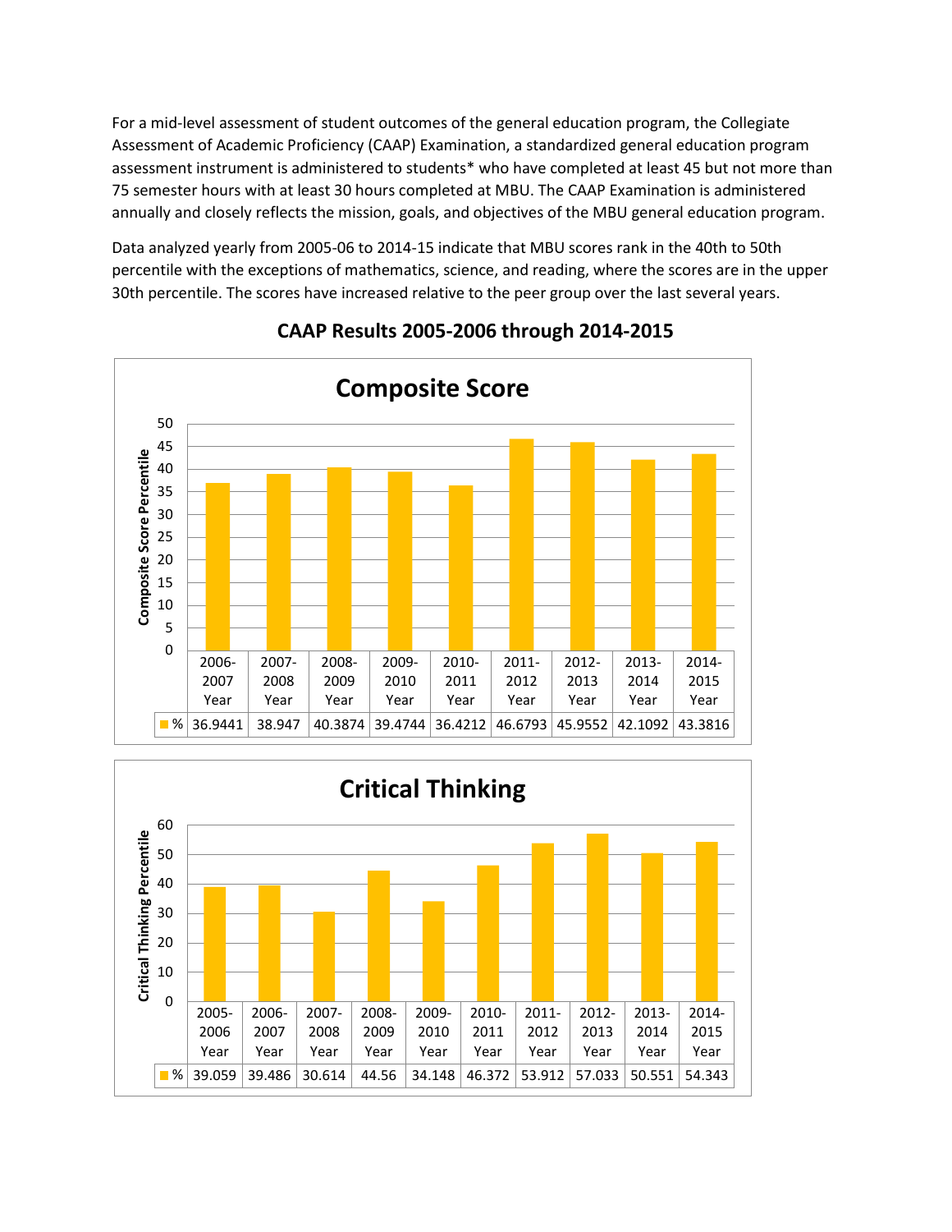For a mid-level assessment of student outcomes of the general education program, the Collegiate Assessment of Academic Proficiency (CAAP) Examination, a standardized general education program assessment instrument is administered to students* who have completed at least 45 but not more than 75 semester hours with at least 30 hours completed at MBU. The CAAP Examination is administered annually and closely reflects the mission, goals, and objectives of the MBU general education program.

Data analyzed yearly from 2005-06 to 2014-15 indicate that MBU scores rank in the 40th to 50th percentile with the exceptions of mathematics, science, and reading, where the scores are in the upper 30th percentile. The scores have increased relative to the peer group over the last several years.

## CAAP Results 2005-2006 through 2014-2015

### Composite Score

|  | 2006-2007 Year | 2007-2008 Year | 2008-2009 Year | 2009-2010 Year | 2010-2011 Year | 2011-2012 Year | 2012-2013 Year | 2013-2014 Year | 2014-2015 Year |
|---|---|---|---|---|---|---|---|---|---|
| % | 36.9441 | 38.947 | 40.3874 | 39.4744 | 36.4212 | 46.6793 | 45.9552 | 42.1092 | 43.3816 |

### Critical Thinking

|  | 2005-2006 Year | 2006-2007 Year | 2007-2008 Year | 2008-2009 Year | 2009-2010 Year | 2010-2011 Year | 2011-2012 Year | 2012-2013 Year | 2013-2014 Year | 2014-2015 Year |
|---|---|---|---|---|---|---|---|---|---|---|
| % | 39.059 | 39.486 | 30.614 | 44.56 | 34.148 | 46.372 | 53.912 | 57.033 | 50.551 | 54.343 |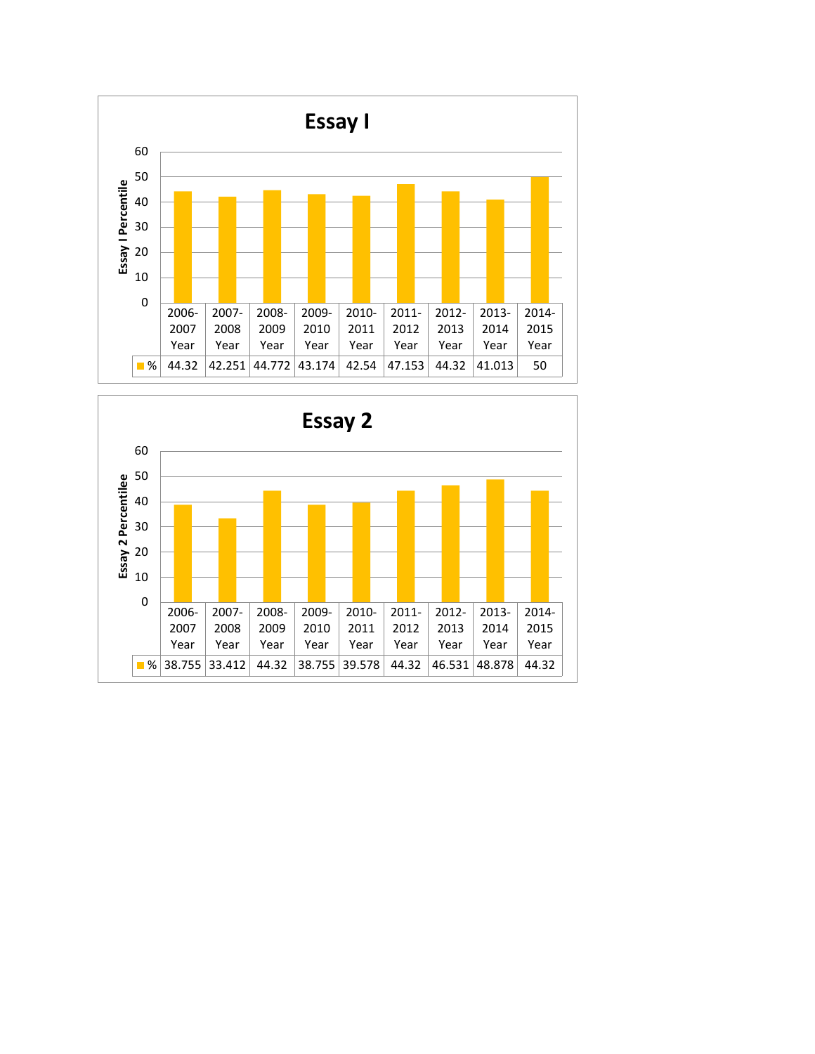## Essay I

| | 2006-2007 Year | 2007-2008 Year | 2008-2009 Year | 2009-2010 Year | 2010-2011 Year | 2011-2012 Year | 2012-2013 Year | 2013-2014 Year | 2014-2015 Year |
|---|---|---|---|---|---|---|---|---|---|
| % | 44.32 | 42.251 | 44.772 | 43.174 | 42.54 | 47.153 | 44.32 | 41.013 | 50 |

Essay I Percentile

## Essay 2

| | 2006-2007 Year | 2007-2008 Year | 2008-2009 Year | 2009-2010 Year | 2010-2011 Year | 2011-2012 Year | 2012-2013 Year | 2013-2014 Year | 2014-2015 Year |
|---|---|---|---|---|---|---|---|---|---|
| % | 38.755 | 33.412 | 44.32 | 38.755 | 39.578 | 44.32 | 46.531 | 48.878 | 44.32 |

Essay 2 Percentilee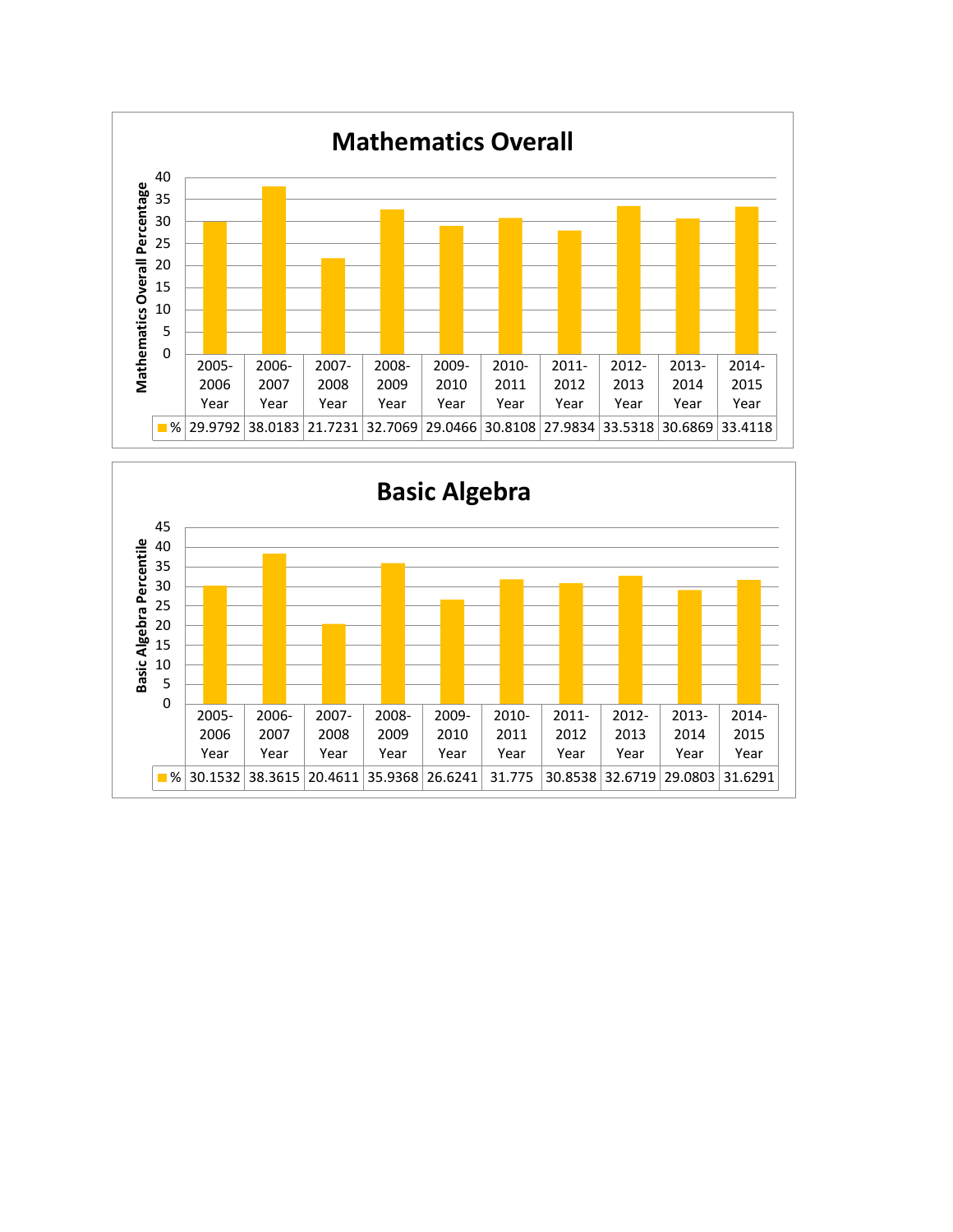## Mathematics Overall

Mathematics Overall Percentage

| | 2005-2006 Year | 2006-2007 Year | 2007-2008 Year | 2008-2009 Year | 2009-2010 Year | 2010-2011 Year | 2011-2012 Year | 2012-2013 Year | 2013-2014 Year | 2014-2015 Year |
|---|---|---|---|---|---|---|---|---|---|---|
| % | 29.9792 | 38.0183 | 21.7231 | 32.7069 | 29.0466 | 30.8108 | 27.9834 | 33.5318 | 30.6869 | 33.4118 |

## Basic Algebra

Basic Algebra Percentile

| | 2005-2006 Year | 2006-2007 Year | 2007-2008 Year | 2008-2009 Year | 2009-2010 Year | 2010-2011 Year | 2011-2012 Year | 2012-2013 Year | 2013-2014 Year | 2014-2015 Year |
|---|---|---|---|---|---|---|---|---|---|---|
| % | 30.1532 | 38.3615 | 20.4611 | 35.9368 | 26.6241 | 31.775 | 30.8538 | 32.6719 | 29.0803 | 31.6291 |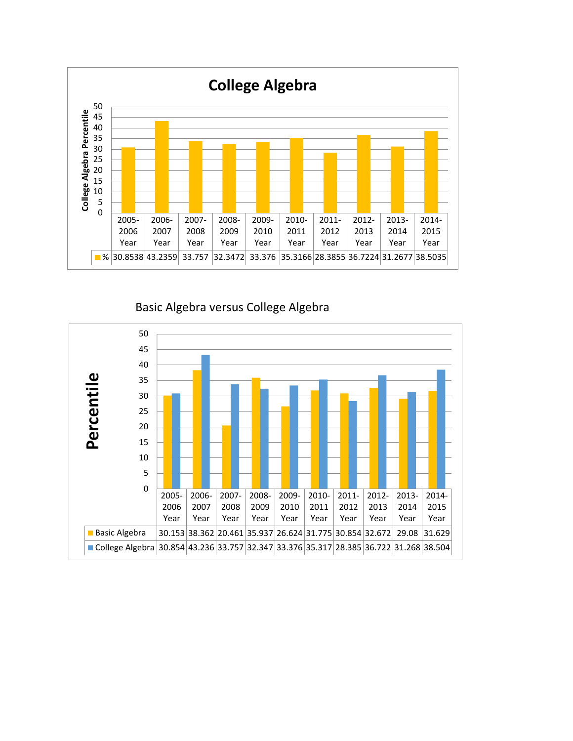## College Algebra

| | 2005-2006 Year | 2006-2007 Year | 2007-2008 Year | 2008-2009 Year | 2009-2010 Year | 2010-2011 Year | 2011-2012 Year | 2012-2013 Year | 2013-2014 Year | 2014-2015 Year |
|---|---|---|---|---|---|---|---|---|---|---|
| % | 30.8538 | 43.2359 | 33.757 | 32.3472 | 33.376 | 35.3166 | 28.3855 | 36.7224 | 31.2677 | 38.5035 |

Basic Algebra versus College Algebra

| | 2005-2006 Year | 2006-2007 Year | 2007-2008 Year | 2008-2009 Year | 2009-2010 Year | 2010-2011 Year | 2011-2012 Year | 2012-2013 Year | 2013-2014 Year | 2014-2015 Year |
|---|---|---|---|---|---|---|---|---|---|---|
| Basic Algebra | 30.153 | 38.362 | 20.461 | 35.937 | 26.624 | 31.775 | 30.854 | 32.672 | 29.08 | 31.629 |
| College Algebra | 30.854 | 43.236 | 33.757 | 32.347 | 33.376 | 35.317 | 28.385 | 36.722 | 31.268 | 38.504 |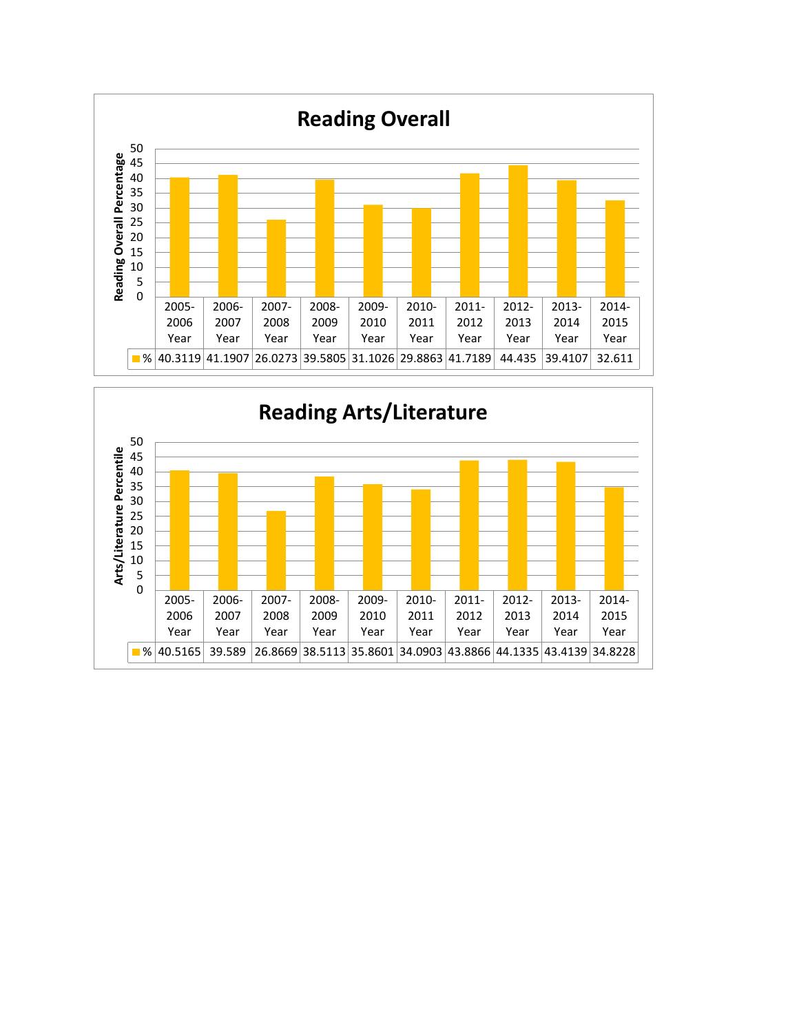## Reading Overall

Reading Overall Percentage

| | 2005-2006 Year | 2006-2007 Year | 2007-2008 Year | 2008-2009 Year | 2009-2010 Year | 2010-2011 Year | 2011-2012 Year | 2012-2013 Year | 2013-2014 Year | 2014-2015 Year |
|---|---|---|---|---|---|---|---|---|---|---|
| % | 40.3119 | 41.1907 | 26.0273 | 39.5805 | 31.1026 | 29.8863 | 41.7189 | 44.435 | 39.4107 | 32.611 |

## Reading Arts/Literature

Arts/Literature Percentile

| | 2005-2006 Year | 2006-2007 Year | 2007-2008 Year | 2008-2009 Year | 2009-2010 Year | 2010-2011 Year | 2011-2012 Year | 2012-2013 Year | 2013-2014 Year | 2014-2015 Year |
|---|---|---|---|---|---|---|---|---|---|---|
| % | 40.5165 | 39.589 | 26.8669 | 38.5113 | 35.8601 | 34.0903 | 43.8866 | 44.1335 | 43.4139 | 34.8228 |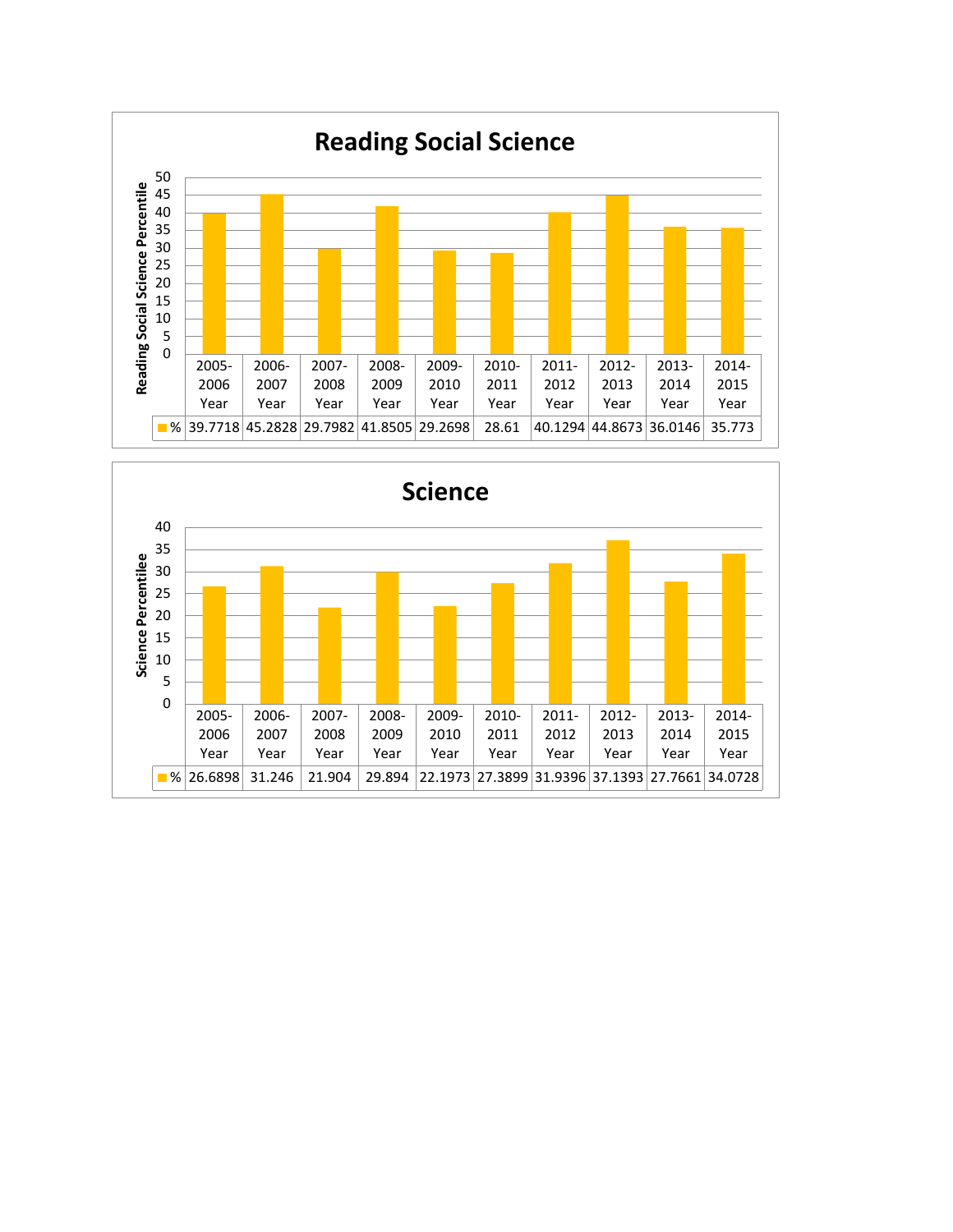## Reading Social Science

| | 2005-2006 Year | 2006-2007 Year | 2007-2008 Year | 2008-2009 Year | 2009-2010 Year | 2010-2011 Year | 2011-2012 Year | 2012-2013 Year | 2013-2014 Year | 2014-2015 Year |
|---|---|---|---|---|---|---|---|---|---|---|
| % | 39.7718 | 45.2828 | 29.7982 | 41.8505 | 29.2698 | 28.61 | 40.1294 | 44.8673 | 36.0146 | 35.773 |

Reading Social Science Percentile

## Science

| | 2005-2006 Year | 2006-2007 Year | 2007-2008 Year | 2008-2009 Year | 2009-2010 Year | 2010-2011 Year | 2011-2012 Year | 2012-2013 Year | 2013-2014 Year | 2014-2015 Year |
|---|---|---|---|---|---|---|---|---|---|---|
| % | 26.6898 | 31.246 | 21.904 | 29.894 | 22.1973 | 27.3899 | 31.9396 | 37.1393 | 27.7661 | 34.0728 |

Science Percentilee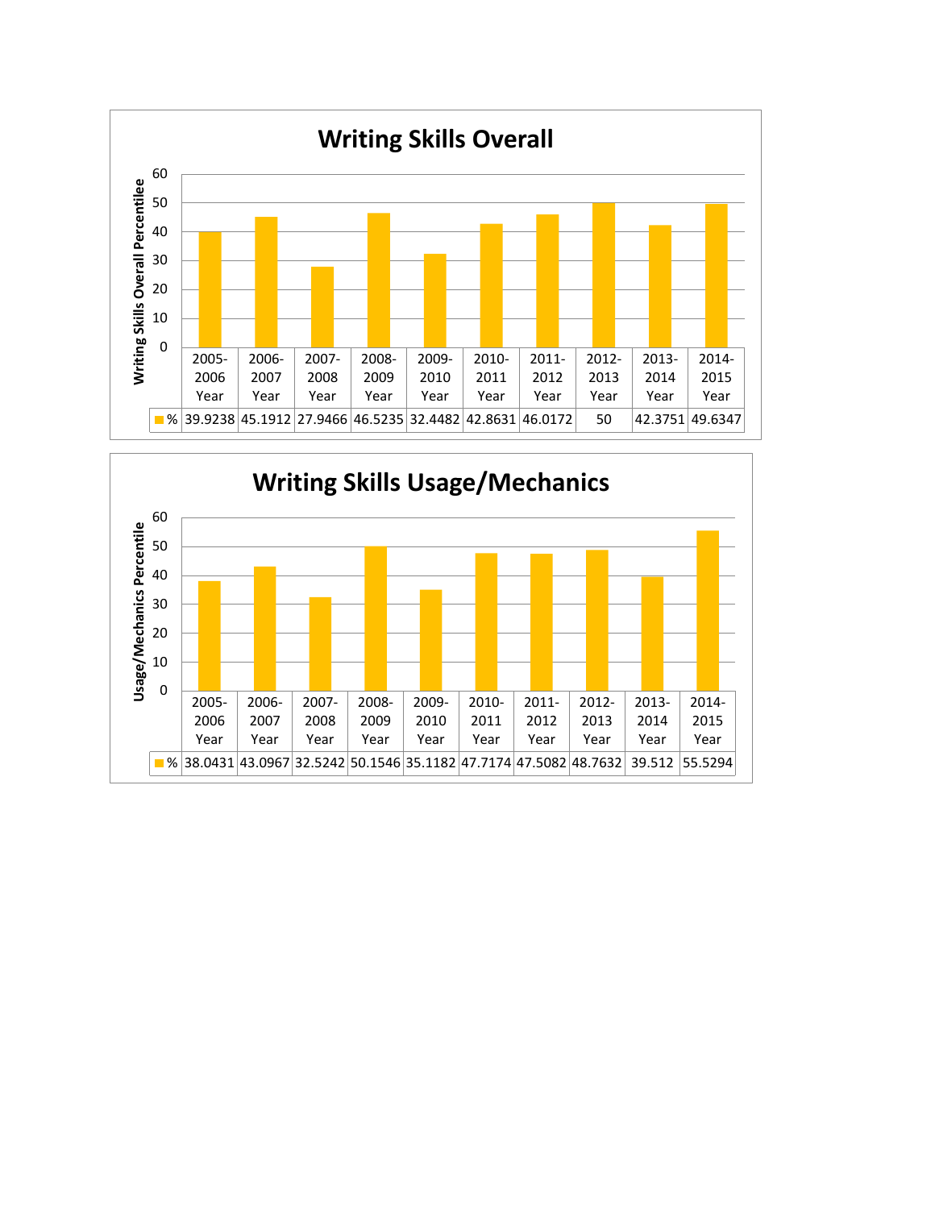Writing Skills Overall

Writing Skills Overall Percentilee

60
50
40
30
20
10
0

2005-2006 Year
2006-2007 Year
2007-2008 Year
2008-2009 Year
2009-2010 Year
2010-2011 Year
2011-2012 Year
2012-2013 Year
2013-2014 Year
2014-2015 Year

% 39.9238 45.1912 27.9466 46.5235 32.4482 42.8631 46.0172 50 42.3751 49.6347

Writing Skills Usage/Mechanics

Usage/Mechanics Percentile

60
50
40
30
20
10
0

2005-2006 Year
2006-2007 Year
2007-2008 Year
2008-2009 Year
2009-2010 Year
2010-2011 Year
2011-2012 Year
2012-2013 Year
2013-2014 Year
2014-2015 Year

% 38.0431 43.0967 32.5242 50.1546 35.1182 47.7174 47.5082 48.7632 39.512 55.5294